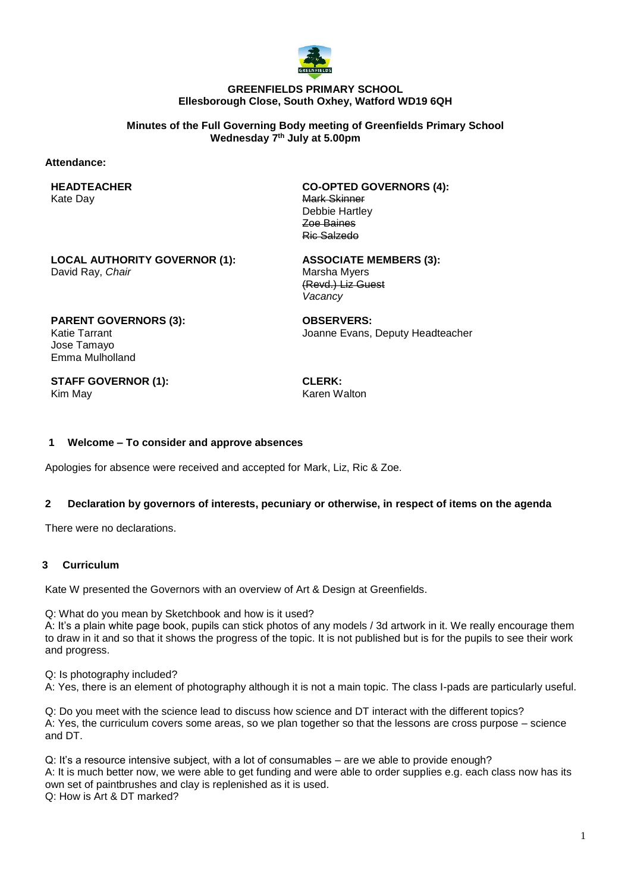**GREENFIELDS PRIMARY SCHOOL**
**Ellesborough Close, South Oxhey, Watford WD19 6QH**

**Minutes of the Full Governing Body meeting of Greenfields Primary School**
**Wednesday 7th July at 5.00pm**

**Attendance:**

**HEADTEACHER**
Kate Day

**CO-OPTED GOVERNORS (4):**
~~Mark Skinner~~
Debbie Hartley
~~Zoe Baines~~
~~Ric Salzedo~~

**LOCAL AUTHORITY GOVERNOR (1):**
David Ray, *Chair*

**ASSOCIATE MEMBERS (3):**
Marsha Myers
~~(Revd.) Liz Guest~~
*Vacancy*

**PARENT GOVERNORS (3):**
Katie Tarrant
Jose Tamayo
Emma Mulholland

**OBSERVERS:**
Joanne Evans, Deputy Headteacher

**STAFF GOVERNOR (1):**
Kim May

**CLERK:**
Karen Walton

## 1 Welcome – To consider and approve absences

Apologies for absence were received and accepted for Mark, Liz, Ric & Zoe.

## 2 Declaration by governors of interests, pecuniary or otherwise, in respect of items on the agenda

There were no declarations.

## 3 Curriculum

Kate W presented the Governors with an overview of Art & Design at Greenfields.

Q: What do you mean by Sketchbook and how is it used?
A: It's a plain white page book, pupils can stick photos of any models / 3d artwork in it. We really encourage them to draw in it and so that it shows the progress of the topic. It is not published but is for the pupils to see their work and progress.

Q: Is photography included?
A: Yes, there is an element of photography although it is not a main topic. The class I-pads are particularly useful.

Q: Do you meet with the science lead to discuss how science and DT interact with the different topics?
A: Yes, the curriculum covers some areas, so we plan together so that the lessons are cross purpose – science and DT.

Q: It's a resource intensive subject, with a lot of consumables – are we able to provide enough?
A: It is much better now, we were able to get funding and were able to order supplies e.g. each class now has its own set of paintbrushes and clay is replenished as it is used.
Q: How is Art & DT marked?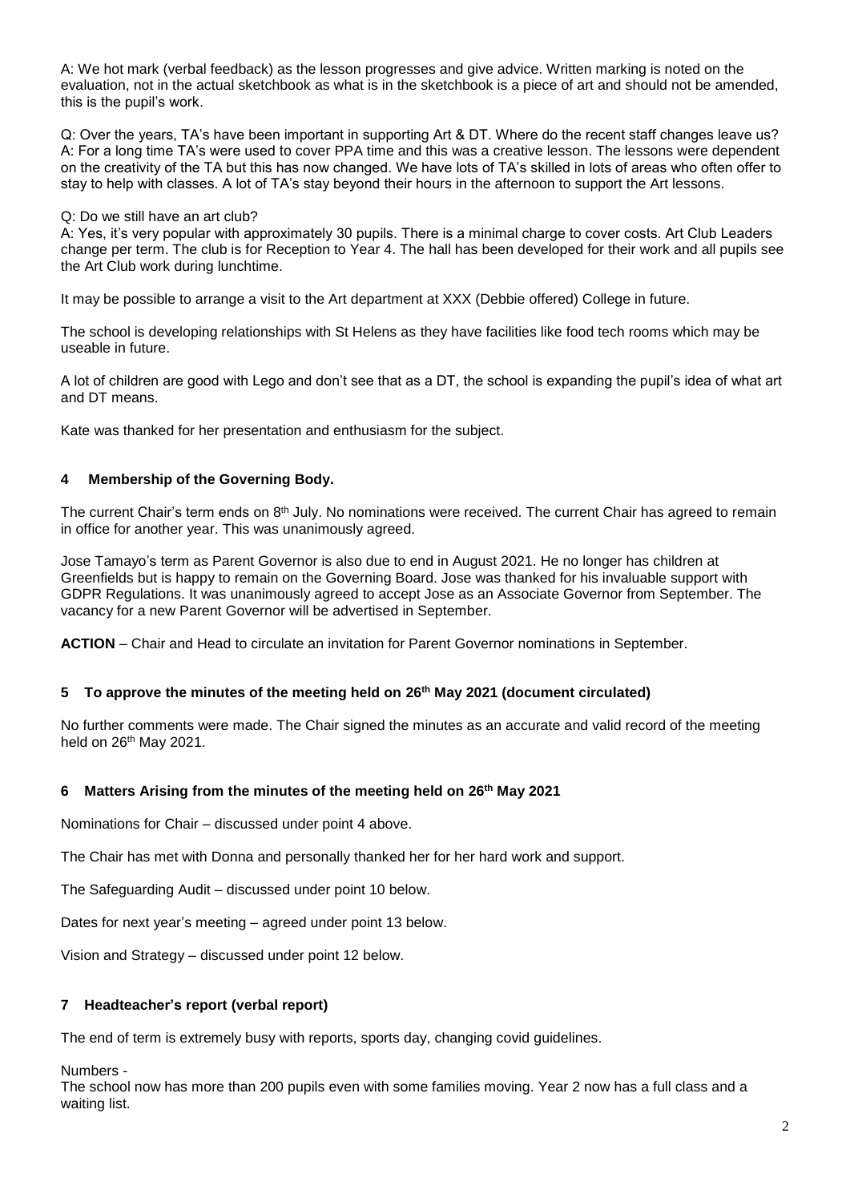A: We hot mark (verbal feedback) as the lesson progresses and give advice. Written marking is noted on the evaluation, not in the actual sketchbook as what is in the sketchbook is a piece of art and should not be amended, this is the pupil's work.

Q: Over the years, TA's have been important in supporting Art & DT. Where do the recent staff changes leave us?
A: For a long time TA's were used to cover PPA time and this was a creative lesson. The lessons were dependent on the creativity of the TA but this has now changed. We have lots of TA's skilled in lots of areas who often offer to stay to help with classes. A lot of TA's stay beyond their hours in the afternoon to support the Art lessons.

Q: Do we still have an art club?
A: Yes, it's very popular with approximately 30 pupils. There is a minimal charge to cover costs. Art Club Leaders change per term. The club is for Reception to Year 4. The hall has been developed for their work and all pupils see the Art Club work during lunchtime.

It may be possible to arrange a visit to the Art department at XXX (Debbie offered) College in future.

The school is developing relationships with St Helens as they have facilities like food tech rooms which may be useable in future.

A lot of children are good with Lego and don't see that as a DT, the school is expanding the pupil's idea of what art and DT means.

Kate was thanked for her presentation and enthusiasm for the subject.

## 4 Membership of the Governing Body.

The current Chair's term ends on 8th July. No nominations were received. The current Chair has agreed to remain in office for another year. This was unanimously agreed.

Jose Tamayo's term as Parent Governor is also due to end in August 2021. He no longer has children at Greenfields but is happy to remain on the Governing Board. Jose was thanked for his invaluable support with GDPR Regulations. It was unanimously agreed to accept Jose as an Associate Governor from September. The vacancy for a new Parent Governor will be advertised in September.

**ACTION** – Chair and Head to circulate an invitation for Parent Governor nominations in September.

## 5 To approve the minutes of the meeting held on 26th May 2021 (document circulated)

No further comments were made. The Chair signed the minutes as an accurate and valid record of the meeting held on 26th May 2021.

## 6 Matters Arising from the minutes of the meeting held on 26th May 2021

Nominations for Chair – discussed under point 4 above.

The Chair has met with Donna and personally thanked her for her hard work and support.

The Safeguarding Audit – discussed under point 10 below.

Dates for next year's meeting – agreed under point 13 below.

Vision and Strategy – discussed under point 12 below.

## 7 Headteacher's report (verbal report)

The end of term is extremely busy with reports, sports day, changing covid guidelines.

Numbers -
The school now has more than 200 pupils even with some families moving. Year 2 now has a full class and a waiting list.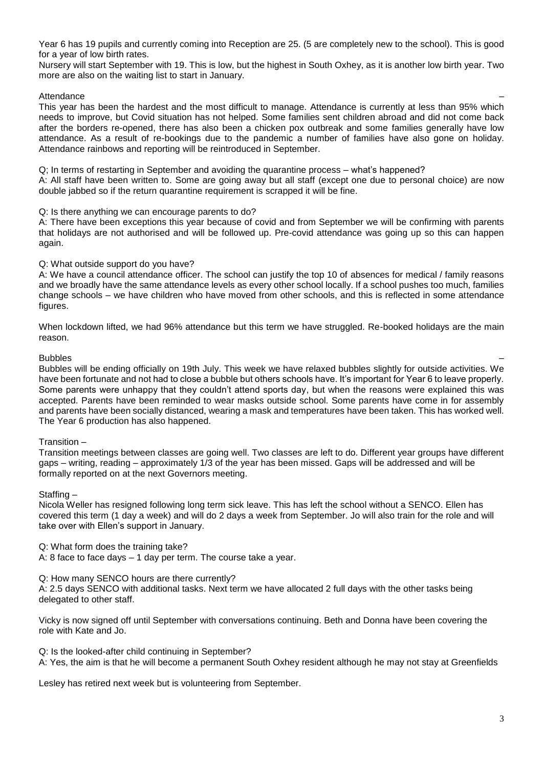Year 6 has 19 pupils and currently coming into Reception are 25. (5 are completely new to the school). This is good for a year of low birth rates.

Nursery will start September with 19. This is low, but the highest in South Oxhey, as it is another low birth year. Two more are also on the waiting list to start in January.

Attendance –

This year has been the hardest and the most difficult to manage. Attendance is currently at less than 95% which needs to improve, but Covid situation has not helped. Some families sent children abroad and did not come back after the borders re-opened, there has also been a chicken pox outbreak and some families generally have low attendance. As a result of re-bookings due to the pandemic a number of families have also gone on holiday. Attendance rainbows and reporting will be reintroduced in September.

Q; In terms of restarting in September and avoiding the quarantine process – what's happened?

A: All staff have been written to. Some are going away but all staff (except one due to personal choice) are now double jabbed so if the return quarantine requirement is scrapped it will be fine.

Q: Is there anything we can encourage parents to do?

A: There have been exceptions this year because of covid and from September we will be confirming with parents that holidays are not authorised and will be followed up. Pre-covid attendance was going up so this can happen again.

Q: What outside support do you have?

A: We have a council attendance officer. The school can justify the top 10 of absences for medical / family reasons and we broadly have the same attendance levels as every other school locally. If a school pushes too much, families change schools – we have children who have moved from other schools, and this is reflected in some attendance figures.

When lockdown lifted, we had 96% attendance but this term we have struggled. Re-booked holidays are the main reason.

Bubbles –

Bubbles will be ending officially on 19th July. This week we have relaxed bubbles slightly for outside activities. We have been fortunate and not had to close a bubble but others schools have. It's important for Year 6 to leave properly. Some parents were unhappy that they couldn't attend sports day, but when the reasons were explained this was accepted. Parents have been reminded to wear masks outside school. Some parents have come in for assembly and parents have been socially distanced, wearing a mask and temperatures have been taken. This has worked well. The Year 6 production has also happened.

Transition –

Transition meetings between classes are going well. Two classes are left to do. Different year groups have different gaps – writing, reading – approximately 1/3 of the year has been missed. Gaps will be addressed and will be formally reported on at the next Governors meeting.

Staffing –

Nicola Weller has resigned following long term sick leave. This has left the school without a SENCO. Ellen has covered this term (1 day a week) and will do 2 days a week from September. Jo will also train for the role and will take over with Ellen's support in January.

Q: What form does the training take?

A: 8 face to face days – 1 day per term. The course take a year.

Q: How many SENCO hours are there currently?

A: 2.5 days SENCO with additional tasks. Next term we have allocated 2 full days with the other tasks being delegated to other staff.

Vicky is now signed off until September with conversations continuing. Beth and Donna have been covering the role with Kate and Jo.

Q: Is the looked-after child continuing in September?

A: Yes, the aim is that he will become a permanent South Oxhey resident although he may not stay at Greenfields

Lesley has retired next week but is volunteering from September.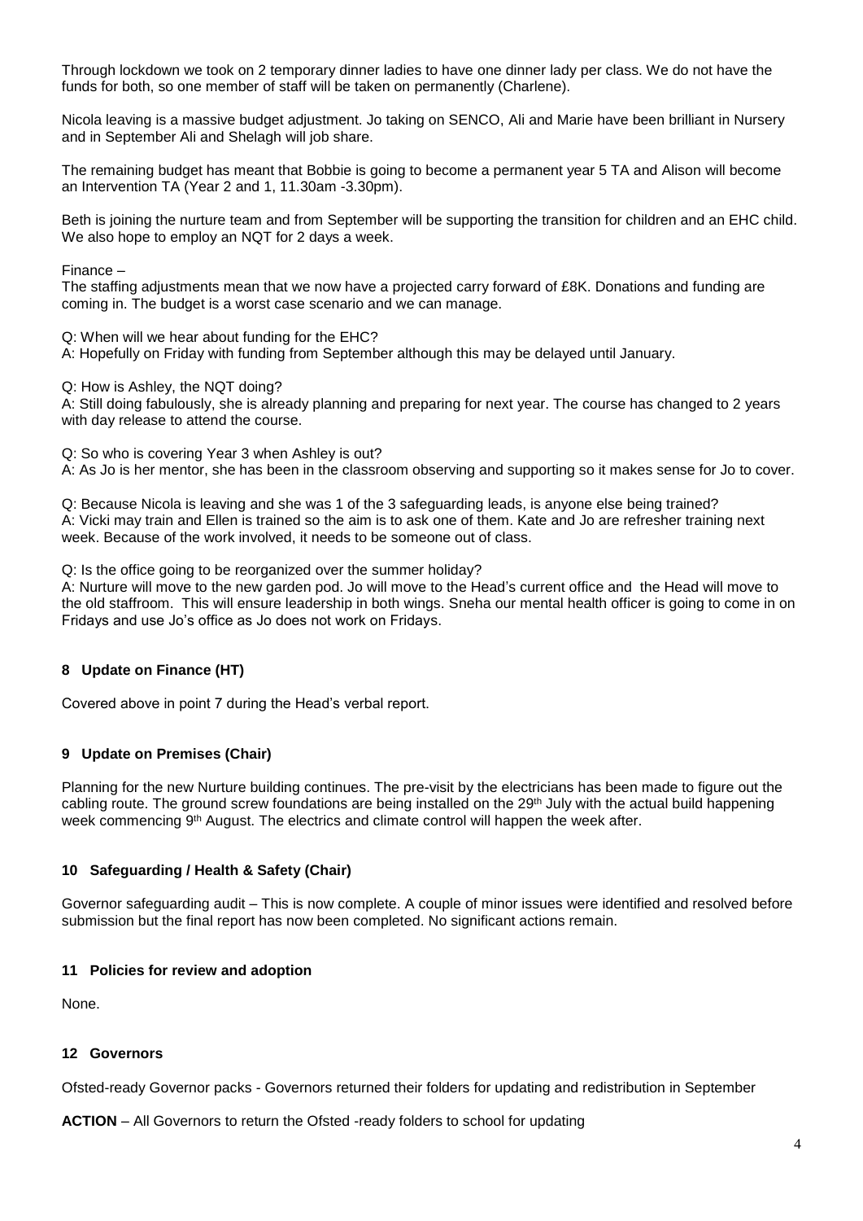Through lockdown we took on 2 temporary dinner ladies to have one dinner lady per class. We do not have the funds for both, so one member of staff will be taken on permanently (Charlene).

Nicola leaving is a massive budget adjustment. Jo taking on SENCO, Ali and Marie have been brilliant in Nursery and in September Ali and Shelagh will job share.

The remaining budget has meant that Bobbie is going to become a permanent year 5 TA and Alison will become an Intervention TA (Year 2 and 1, 11.30am -3.30pm).

Beth is joining the nurture team and from September will be supporting the transition for children and an EHC child. We also hope to employ an NQT for 2 days a week.

Finance –
The staffing adjustments mean that we now have a projected carry forward of £8K. Donations and funding are coming in. The budget is a worst case scenario and we can manage.

Q: When will we hear about funding for the EHC?
A: Hopefully on Friday with funding from September although this may be delayed until January.

Q: How is Ashley, the NQT doing?
A: Still doing fabulously, she is already planning and preparing for next year. The course has changed to 2 years with day release to attend the course.

Q: So who is covering Year 3 when Ashley is out?
A: As Jo is her mentor, she has been in the classroom observing and supporting so it makes sense for Jo to cover.

Q: Because Nicola is leaving and she was 1 of the 3 safeguarding leads, is anyone else being trained?
A: Vicki may train and Ellen is trained so the aim is to ask one of them. Kate and Jo are refresher training next week. Because of the work involved, it needs to be someone out of class.

Q: Is the office going to be reorganized over the summer holiday?
A: Nurture will move to the new garden pod. Jo will move to the Head's current office and the Head will move to the old staffroom. This will ensure leadership in both wings. Sneha our mental health officer is going to come in on Fridays and use Jo's office as Jo does not work on Fridays.

### 8 Update on Finance (HT)

Covered above in point 7 during the Head's verbal report.

### 9 Update on Premises (Chair)

Planning for the new Nurture building continues. The pre-visit by the electricians has been made to figure out the cabling route. The ground screw foundations are being installed on the 29th July with the actual build happening week commencing 9th August. The electrics and climate control will happen the week after.

### 10 Safeguarding / Health & Safety (Chair)

Governor safeguarding audit – This is now complete. A couple of minor issues were identified and resolved before submission but the final report has now been completed. No significant actions remain.

### 11 Policies for review and adoption

None.

### 12 Governors

Ofsted-ready Governor packs - Governors returned their folders for updating and redistribution in September

**ACTION** – All Governors to return the Ofsted -ready folders to school for updating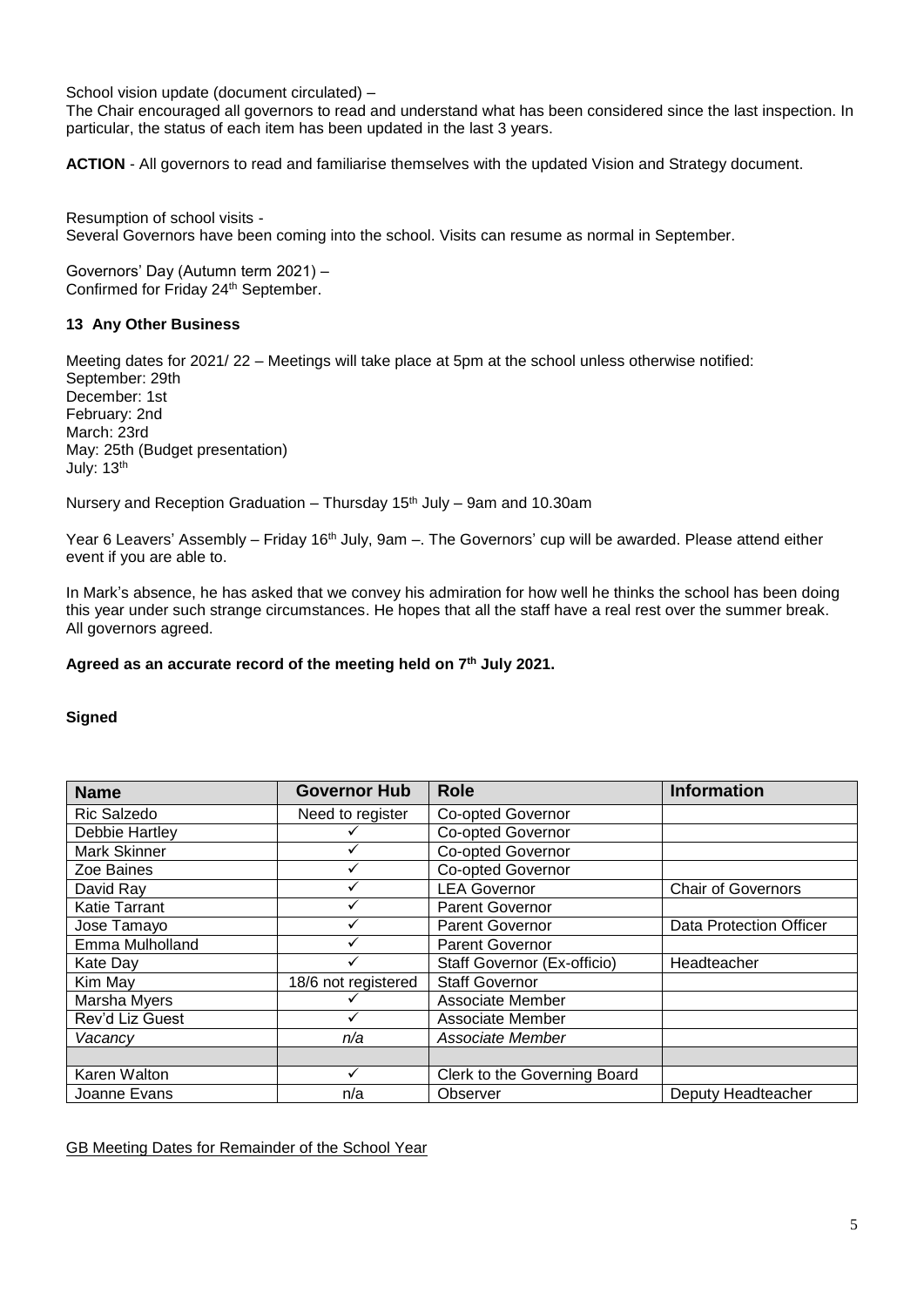School vision update (document circulated) –
The Chair encouraged all governors to read and understand what has been considered since the last inspection. In particular, the status of each item has been updated in the last 3 years.

**ACTION** - All governors to read and familiarise themselves with the updated Vision and Strategy document.

Resumption of school visits -
Several Governors have been coming into the school. Visits can resume as normal in September.

Governors' Day (Autumn term 2021) –
Confirmed for Friday 24th September.

**13 Any Other Business**

Meeting dates for 2021/ 22 – Meetings will take place at 5pm at the school unless otherwise notified:
September: 29th
December: 1st
February: 2nd
March: 23rd
May: 25th (Budget presentation)
July: 13th

Nursery and Reception Graduation – Thursday 15th July – 9am and 10.30am

Year 6 Leavers' Assembly – Friday 16th July, 9am –. The Governors' cup will be awarded. Please attend either event if you are able to.

In Mark's absence, he has asked that we convey his admiration for how well he thinks the school has been doing this year under such strange circumstances. He hopes that all the staff have a real rest over the summer break. All governors agreed.

**Agreed as an accurate record of the meeting held on 7th July 2021.**

**Signed**

| Name | Governor Hub | Role | Information |
|---|---|---|---|
| Ric Salzedo | Need to register | Co-opted Governor | |
| Debbie Hartley | ✓ | Co-opted Governor | |
| Mark Skinner | ✓ | Co-opted Governor | |
| Zoe Baines | ✓ | Co-opted Governor | |
| David Ray | ✓ | LEA Governor | Chair of Governors |
| Katie Tarrant | ✓ | Parent Governor | |
| Jose Tamayo | ✓ | Parent Governor | Data Protection Officer |
| Emma Mulholland | ✓ | Parent Governor | |
| Kate Day | ✓ | Staff Governor (Ex-officio) | Headteacher |
| Kim May | 18/6 not registered | Staff Governor | |
| Marsha Myers | ✓ | Associate Member | |
| Rev'd Liz Guest | ✓ | Associate Member | |
| *Vacancy* | *n/a* | *Associate Member* | |
| | | | |
| Karen Walton | ✓ | Clerk to the Governing Board | |
| Joanne Evans | n/a | Observer | Deputy Headteacher |

GB Meeting Dates for Remainder of the School Year